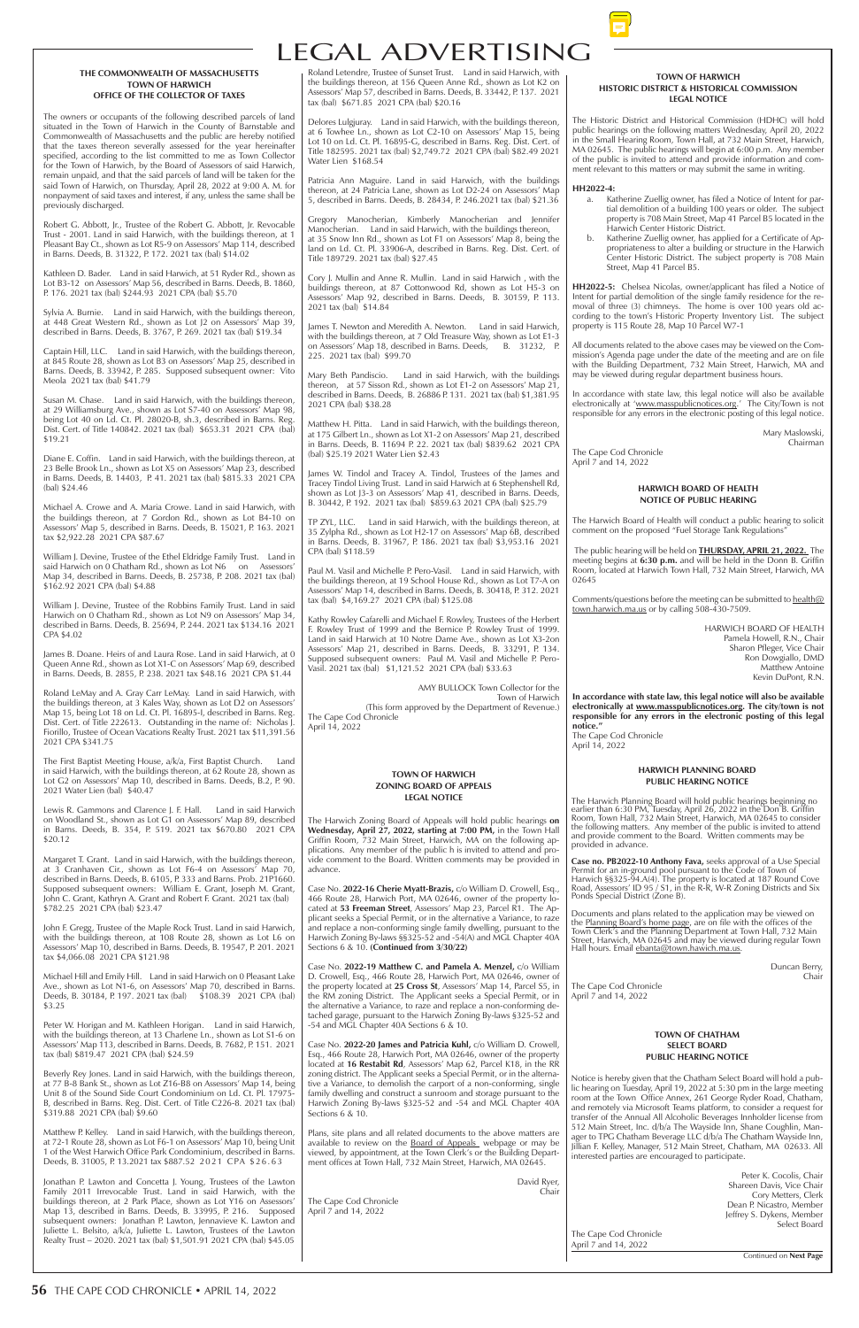# LEGAL ADVERTISING

### THE COMMONWEALTH OF MASSACHUSETTS
### TOWN OF HARWICH
### OFFICE OF THE COLLECTOR OF TAXES

The owners or occupants of the following described parcels of land situated in the Town of Harwich in the County of Barnstable and Commonwealth of Massachusetts and the public are hereby notified that the taxes thereon severally assessed for the year hereinafter specified, according to the list committed to me as Town Collector for the Town of Harwich, by the Board of Assessors of said Harwich, remain unpaid, and that the said parcels of land will be taken for the said Town of Harwich, on Thursday, April 28, 2022 at 9:00 A. M. for nonpayment of said taxes and interest, if any, unless the same shall be previously discharged.

Robert G. Abbott, Jr., Trustee of the Robert G. Abbott, Jr. Revocable Trust - 2001. Land in said Harwich, with the buildings thereon, at 1 Pleasant Bay Ct., shown as Lot R5-9 on Assessors' Map 114, described in Barns. Deeds, B. 31322, P. 172. 2021 tax (bal) $14.02

Kathleen D. Bader. Land in said Harwich, at 51 Ryder Rd., shown as Lot B3-12 on Assessors' Map 56, described in Barns. Deeds, B. 1860, P. 176. 2021 tax (bal) $244.93 2021 CPA (bal) $5.70

Sylvia A. Burnie. Land in said Harwich, with the buildings thereon, at 448 Great Western Rd., shown as Lot J2 on Assessors' Map 39, described in Barns. Deeds, B. 3767, P. 269. 2021 tax (bal) $19.34

Captain Hill, LLC. Land in said Harwich, with the buildings thereon, at 845 Route 28, shown as Lot B3 on Assessors' Map 25, described in Barns. Deeds, B. 33942, P. 285. Supposed subsequent owner: Vito Meola 2021 tax (bal) $41.79

Susan M. Chase. Land in said Harwich, with the buildings thereon, at 29 Williamsburg Ave., shown as Lot S7-40 on Assessors' Map 98, being Lot 40 on Ld. Ct. Pl. 28020-B, sh.3, described in Barns. Reg. Dist. Cert. of Title 140842. 2021 tax (bal) $653.31 2021 CPA (bal) $19.21

Diane E. Coffin. Land in said Harwich, with the buildings thereon, at 23 Belle Brook Ln., shown as Lot X5 on Assessors' Map 23, described in Barns. Deeds, B. 14403, P. 41. 2021 tax (bal) $815.33 2021 CPA (bal) $24.46

Michael A. Crowe and A. Maria Crowe. Land in said Harwich, with the buildings thereon, at 7 Gordon Rd., shown as Lot B4-10 on Assessors' Map 5, described in Barns. Deeds, B. 15021, P. 163. 2021 tax $2,922.28 2021 CPA $87.67

William J. Devine, Trustee of the Ethel Eldridge Family Trust. Land in said Harwich on 0 Chatham Rd., shown as Lot N6 on Assessors' Map 34, described in Barns. Deeds, B. 25738, P. 208. 2021 tax (bal) $162.92 2021 CPA (bal) $4.88

William J. Devine, Trustee of the Robbins Family Trust. Land in said Harwich on 0 Chatham Rd., shown as Lot N9 on Assessors' Map 34, described in Barns. Deeds, B. 25694, P. 244. 2021 tax (bal) $134.16 2021 CPA $4.02

James B. Doane. Heirs of and Laura Rose. Land in said Harwich, at 0 Queen Anne Rd., shown as Lot X1-C on Assessors' Map 69, described in Barns. Deeds, B. 2855, P. 238. 2021 tax $48.16 2021 CPA $1.44

Roland LeMay and A. Gray Carr LeMay. Land in said Harwich, with the buildings thereon, at 3 Kales Way, shown as Lot D2 on Assessors' Map 15, being Lot 18 on Ld. Ct. Pl. 16895-I, described in Barns. Reg. Dist. Cert. of Title 222613. Outstanding in the name of: Nicholas J. Fiorillo, Trustee of Ocean Vacations Realty Trust. 2021 tax $11,391.56 2021 CPA $341.75

The First Baptist Meeting House, a/k/a, First Baptist Church. Land in said Harwich, with the buildings thereon, at 62 Route 28, shown as Lot G2 on Assessors' Map 10, described in Barns. Deeds, B.2, P. 90. 2021 Water Lien (bal) $40.47

Lewis R. Gammons and Clarence J. F. Hall. Land in said Harwich on Woodland St., shown as Lot G1 on Assessors' Map 89, described in Barns. Deeds, B. 354, P. 519. 2021 tax $670.80 2021 CPA $20.12

Margaret T. Grant. Land in said Harwich, with the buildings thereon, at 3 Cranhaven Cir., shown as Lot F6-4 on Assessors' Map 70, described in Barns. Deeds, B. 6105, P. 333 and Barns. Prob. 21P1660. Supposed subsequent owners: William E. Grant, Joseph M. Grant, John C. Grant, Kathryn A. Grant and Robert F. Grant. 2021 tax (bal) $782.25 2021 CPA (bal) $23.47

John F. Gregg, Trustee of the Maple Rock Trust. Land in said Harwich, with the buildings thereon, at 108 Route 28, shown as Lot L6 on Assessors' Map 10, described in Barns. Deeds, B. 19547, P. 201. 2021 tax $4,066.08 2021 CPA $121.98

Michael Hill and Emily Hill. Land in said Harwich on 0 Pleasant Lake Ave., shown as Lot N1-6, on Assessors' Map 70, described in Barns. Deeds, B. 30184, P. 197. 2021 tax (bal) $108.39 2021 CPA (bal) $3.25

Peter W. Horigan and M. Kathleen Horigan. Land in said Harwich, with the buildings thereon, at 13 Charlene Ln., shown as Lot S1-6 on Assessors' Map 113, described in Barns. Deeds, B. 7682, P. 151. 2021 tax (bal) $819.47 2021 CPA (bal) $24.59

Beverly Rey Jones. Land in said Harwich, with the buildings thereon, at 77 B-8 Bank St., shown as Lot Z16-B8 on Assessors' Map 14, being Unit 8 of the Sound Side Court Condominium on Ld. Ct. Pl. 17975-B, described in Barns. Reg. Dist. Cert. of Title C226-8. 2021 tax (bal) $319.88 2021 CPA (bal) $9.60

Matthew P. Kelley. Land in said Harwich, with the buildings thereon, at 72-1 Route 28, shown as Lot F6-1 on Assessors' Map 10, being Unit 1 of the West Harwich Office Park Condominium, described in Barns. Deeds, B. 31005, P. 13.2021 tax $887.52 2021 CPA $26.63

Jonathan P. Lawton and Concetta J. Young, Trustees of the Lawton Family 2011 Irrevocable Trust. Land in said Harwich, with the buildings thereon, at 2 Park Place, shown as Lot Y16 on Assessors' Map 13, described in Barns. Deeds, B. 33995, P. 216. Supposed subsequent owners: Jonathan P. Lawton, Jennavieve K. Lawton and Juliette L. Belsito, a/k/a, Juliette L. Lawton, Trustees of the Lawton Realty Trust – 2020. 2021 tax (bal) $1,501.91 2021 CPA (bal) $45.05

Roland Letendre, Trustee of Sunset Trust. Land in said Harwich, with the buildings thereon, at 156 Queen Anne Rd., shown as Lot K2 on Assessors' Map 57, described in Barns. Deeds, B. 33442, P. 137. 2021 tax (bal) $671.85 2021 CPA (bal) $20.16

Delores Lulgjuray. Land in said Harwich, with the buildings thereon, at 6 Towhee Ln., shown as Lot C2-10 on Assessors' Map 15, being Lot 10 on Ld. Ct. Pl. 16895-G, described in Barns. Reg. Dist. Cert. of Title 182595. 2021 tax (bal) $2,749.72 2021 CPA (bal) $82.49 2021 Water Lien $168.54

Patricia Ann Maguire. Land in said Harwich, with the buildings thereon, at 24 Patricia Lane, shown as Lot D2-24 on Assessors' Map 5, described in Barns. Deeds, B. 28434, P. 246.2021 tax (bal) $21.36

Gregory Manocherian, Kimberly Manocherian and Jennifer Manocherian. Land in said Harwich, with the buildings thereon, at 35 Snow Inn Rd., shown as Lot F1 on Assessors' Map 8, being the land on Ld. Ct. Pl. 33906-A, described in Barns. Reg. Dist. Cert. of Title 189729. 2021 tax (bal) $27.45

Cory J. Mullin and Anne R. Mullin. Land in said Harwich , with the buildings thereon, at 87 Cottonwood Rd, shown as Lot H5-3 on Assessors' Map 92, described in Barns. Deeds, B. 30159, P. 113. 2021 tax (bal) $14.84

James T. Newton and Meredith A. Newton. Land in said Harwich, with the buildings thereon, at 7 Old Treasure Way, shown as Lot E1-3 on Assessors' Map 18, described in Barns. Deeds, B. 31232, P. 225. 2021 tax (bal) $99.70

Mary Beth Pandiscio. Land in said Harwich, with the buildings thereon, at 57 Sisson Rd., shown as Lot E1-2 on Assessors' Map 21, described in Barns. Deeds, B. 26886 P. 131. 2021 tax (bal) $1,381.95 2021 CPA (bal) $38.28

Matthew H. Pitta. Land in said Harwich, with the buildings thereon, at 175 Gilbert Ln., shown as Lot X1-2 on Assessors' Map 21, described in Barns. Deeds, B. 11694 P. 22. 2021 tax (bal) $839.62 2021 CPA (bal) $25.19 2021 Water Lien $2.43

James W. Tindol and Tracey A. Tindol, Trustees of the James and Tracey Tindol Living Trust. Land in said Harwich at 6 Stephenshell Rd, shown as Lot J3-3 on Assessors' Map 41, described in Barns. Deeds, B. 30442, P. 192. 2021 tax (bal) $859.63 2021 CPA (bal) $25.79

TP ZYL, LLC. Land in said Harwich, with the buildings thereon, at 35 Zylpha Rd., shown as Lot H2-17 on Assessors' Map 6B, described in Barns. Deeds, B. 31967, P. 186. 2021 tax (bal) $3,953.16 2021 CPA (bal) $118.59

Paul M. Vasil and Michelle P. Pero-Vasil. Land in said Harwich, with the buildings thereon, at 19 School House Rd., shown as Lot T7-A on Assessors' Map 14, described in Barns. Deeds, B. 30418, P. 312. 2021 tax (bal) $4,169.27 2021 CPA (bal) $125.08

Kathy Rowley Cafarelli and Michael F. Rowley, Trustees of the Herbert F. Rowley Trust of 1999 and the Bernice P. Rowley Trust of 1999. Land in said Harwich at 10 Notre Dame Ave., shown as Lot X3-2on Assessors' Map 21, described in Barns. Deeds, B. 33291, P. 134. Supposed subsequent owners: Paul M. Vasil and Michelle P. Pero-Vasil. 2021 tax (bal) $1,121.52 2021 CPA (bal) $33.63

AMY BULLOCK Town Collector for the
Town of Harwich
(This form approved by the Department of Revenue.)

The Cape Cod Chronicle
April 14, 2022

### TOWN OF HARWICH
### ZONING BOARD OF APPEALS
### LEGAL NOTICE

The Harwich Zoning Board of Appeals will hold public hearings **on Wednesday, April 27, 2022, starting at 7:00 PM,** in the Town Hall Griffin Room, 732 Main Street, Harwich, MA on the following applications. Any member of the public h is invited to attend and provide comment to the Board. Written comments may be provided in advance.

Case No. **2022-16 Cherie Myatt-Brazis,** c/o William D. Crowell, Esq., 466 Route 28, Harwich Port, MA 02646, owner of the property located at **53 Freeman Street**, Assessors' Map 23, Parcel R1. The Applicant seeks a Special Permit, or in the alternative a Variance, to raze and replace a non-conforming single family dwelling, pursuant to the Harwich Zoning By-laws §§325-52 and -54(A) and MGL Chapter 40A Sections 6 & 10. **(Continued from 3/30/22)**

Case No. **2022-19 Matthew C. and Pamela A. Menzel,** c/o William D. Crowell, Esq., 466 Route 28, Harwich Port, MA 02646, owner of the property located at **25 Cross St**, Assessors' Map 14, Parcel S5, in the RM zoning District. The Applicant seeks a Special Permit, or in the alternative a Variance, to raze and replace a non-conforming detached garage, pursuant to the Harwich Zoning By-laws §325-52 and -54 and MGL Chapter 40A Sections 6 & 10.

Case No. **2022-20 James and Patricia Kuhl,** c/o William D. Crowell, Esq., 466 Route 28, Harwich Port, MA 02646, owner of the property located at **16 Restabit Rd**, Assessors' Map 62, Parcel K18, in the RR zoning district. The Applicant seeks a Special Permit, or in the alternative a Variance, to demolish the carport of a non-conforming, single family dwelling and construct a sunroom and storage pursuant to the Harwich Zoning By-laws §325-52 and -54 and MGL Chapter 40A Sections 6 & 10.

Plans, site plans and all related documents to the above matters are available to review on the Board of Appeals webpage or may be viewed, by appointment, at the Town Clerk's or the Building Department offices at Town Hall, 732 Main Street, Harwich, MA 02645.

David Ryer,
Chair

The Cape Cod Chronicle
April 7 and 14, 2022

### TOWN OF HARWICH
### HISTORIC DISTRICT & HISTORICAL COMMISSION
### LEGAL NOTICE

The Historic District and Historical Commission (HDHC) will hold public hearings on the following matters Wednesday, April 20, 2022 in the Small Hearing Room, Town Hall, at 732 Main Street, Harwich, MA 02645. The public hearings will begin at 6:00 p.m. Any member of the public is invited to attend and provide information and comment relevant to this matters or may submit the same in writing.

**HH2022-4:**

a. Katherine Zuellig owner, has filed a Notice of Intent for partial demolition of a building 100 years or older. The subject property is 708 Main Street, Map 41 Parcel B5 located in the Harwich Center Historic District.
b. Katherine Zuellig owner, has applied for a Certificate of Appropriateness to alter a building or structure in the Harwich Center Historic District. The subject property is 708 Main Street, Map 41 Parcel B5.

**HH2022-5:** Chelsea Nicolas, owner/applicant has filed a Notice of Intent for partial demolition of the single family residence for the removal of three (3) chimneys. The home is over 100 years old according to the town's Historic Property Inventory List. The subject property is 115 Route 28, Map 10 Parcel W7-1

All documents related to the above cases may be viewed on the Commission's Agenda page under the date of the meeting and are on file with the Building Department, 732 Main Street, Harwich, MA and may be viewed during regular department business hours.

In accordance with state law, this legal notice will also be available electronically at 'www.masspublicnotices.org.' The City/Town is not responsible for any errors in the electronic posting of this legal notice.

Mary Maslowski,
Chairman

The Cape Cod Chronicle
April 7 and 14, 2022

### HARWICH BOARD OF HEALTH
### NOTICE OF PUBLIC HEARING

The Harwich Board of Health will conduct a public hearing to solicit comment on the proposed "Fuel Storage Tank Regulations"

The public hearing will be held on **THURSDAY, APRIL 21, 2022.** The meeting begins at **6:30 p.m.** and will be held in the Donn B. Griffin Room, located at Harwich Town Hall, 732 Main Street, Harwich, MA 02645

Comments/questions before the meeting can be submitted to health@town.harwich.ma.us or by calling 508-430-7509.

HARWICH BOARD OF HEALTH
Pamela Howell, R.N., Chair
Sharon Pfleger, Vice Chair
Ron Dowgiallo, DMD
Matthew Antoine
Kevin DuPont, R.N.

**In accordance with state law, this legal notice will also be available electronically at www.masspublicnotices.org. The city/town is not responsible for any errors in the electronic posting of this legal notice."**

The Cape Cod Chronicle
April 14, 2022

### HARWICH PLANNING BOARD
### PUBLIC HEARING NOTICE

The Harwich Planning Board will hold public hearings beginning no earlier than 6:30 PM, Tuesday, April 26, 2022 in the Don B. Griffin Room, Town Hall, 732 Main Street, Harwich, MA 02645 to consider the following matters. Any member of the public is invited to attend and provide comment to the Board. Written comments may be provided in advance.

**Case no. PB2022-10 Anthony Fava,** seeks approval of a Use Special Permit for an in-ground pool pursuant to the Code of Town of Harwich §§325-94.A(4). The property is located at 187 Round Cove Road, Assessors' ID 95 / S1, in the R-R, W-R Zoning Districts and Six Ponds Special District (Zone B).

Documents and plans related to the application may be viewed on the Planning Board's home page, are on file with the offices of the Town Clerk's and the Planning Department at Town Hall, 732 Main Street, Harwich, MA 02645 and may be viewed during regular Town Hall hours. Email ebanta@town.hawich.ma.us.

Duncan Berry,
Chair

The Cape Cod Chronicle
April 7 and 14, 2022

### TOWN OF CHATHAM
### SELECT BOARD
### PUBLIC HEARING NOTICE

Notice is hereby given that the Chatham Select Board will hold a public hearing on Tuesday, April 19, 2022 at 5:30 pm in the large meeting room at the Town Office Annex, 261 George Ryder Road, Chatham, and remotely via Microsoft Teams platform, to consider a request for transfer of the Annual All Alcoholic Beverages Innholder license from 512 Main Street, Inc. d/b/a The Wayside Inn, Shane Coughlin, Manager to TPG Chatham Beverage LLC d/b/a The Chatham Wayside Inn, Jillian F. Kelley, Manager, 512 Main Street, Chatham, MA 02633. All interested parties are encouraged to participate.

Peter K. Cocolis, Chair
Shareen Davis, Vice Chair
Cory Metters, Clerk
Dean P. Nicastro, Member
Jeffrey S. Dykens, Member
Select Board

The Cape Cod Chronicle
April 7 and 14, 2022

Continued on **Next Page**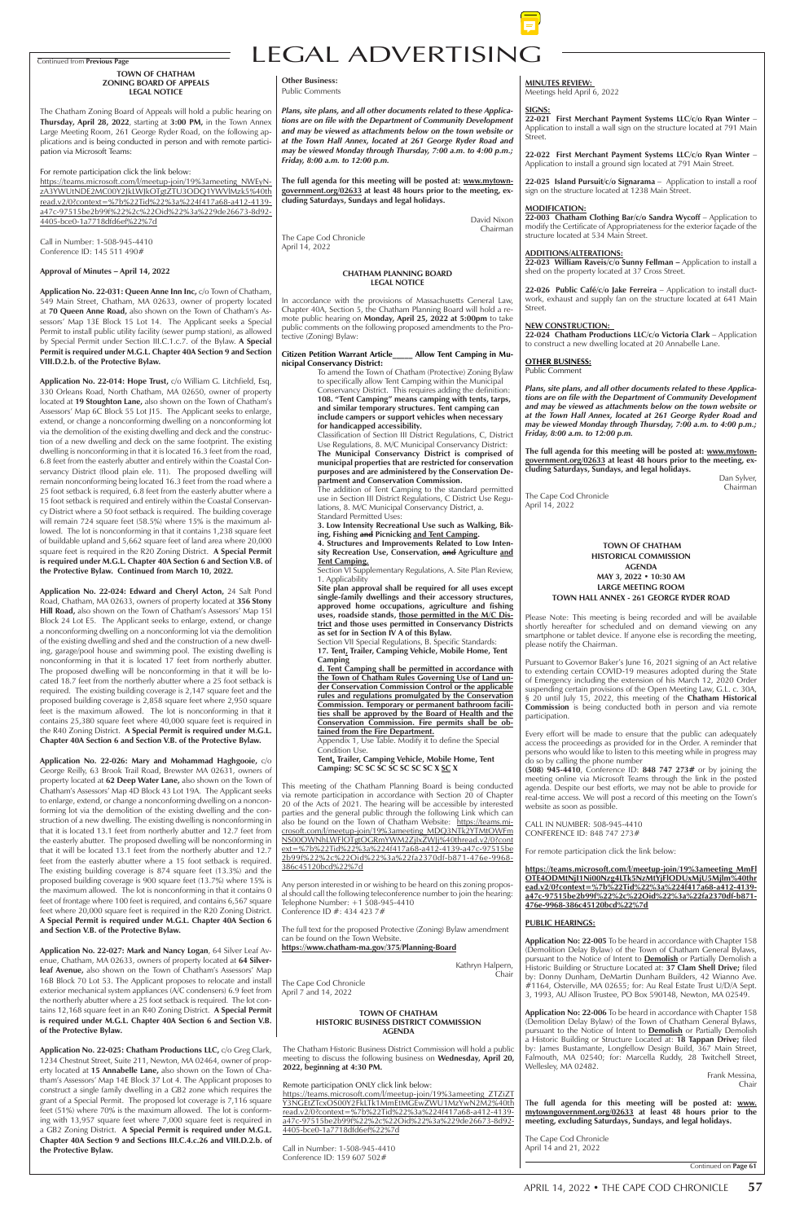# LEGAL ADVERTISING

Continued from **Previous Page**

**TOWN OF CHATHAM**
**ZONING BOARD OF APPEALS**
**LEGAL NOTICE**

The Chatham Zoning Board of Appeals will hold a public hearing on **Thursday, April 28, 2022**, starting at **3:00 PM,** in the Town Annex Large Meeting Room, 261 George Ryder Road, on the following applications and is being conducted in person and with remote participation via Microsoft Teams:

For remote participation click the link below:
https://teams.microsoft.com/l/meetup-join/19%3ameeting_NWEyNzA3YWUtNDE2MC00Y2JkLWJkOTgtZTU3ODQ1YWVlMzk5%40thread.v2/0?context=%7b%22Tid%22%3a%224f417a68-a412-4139-a47c-97515be2b99f%22%2c%22Oid%22%3a%229de26673-8d92-4405-bce0-1a7718dfd6ef%22%7d

Call in Number: 1-508-945-4410
Conference ID: 145 511 490#

**Approval of Minutes – April 14, 2022**

**Application No. 22-031: Queen Anne Inn Inc,** c/o Town of Chatham, 549 Main Street, Chatham, MA 02633, owner of property located at **70 Queen Anne Road,** also shown on the Town of Chatham's Assessors' Map 13E Block 15 Lot 14. The Applicant seeks a Special Permit to install public utility facility (sewer pump station), as allowed by Special Permit under Section III.C.1.c.7. of the Bylaw. **A Special Permit is required under M.G.L. Chapter 40A Section 9 and Section VIII.D.2.b. of the Protective Bylaw.**

**Application No. 22-014: Hope Trust,** c/o William G. Litchfield, Esq, 330 Orleans Road, North Chatham, MA 02650, owner of property located at **19 Stoughton Lane,** also shown on the Town of Chatham's Assessors' Map 6C Block 55 Lot J15. The Applicant seeks to enlarge, extend, or change a nonconforming dwelling on a nonconforming lot via the demolition of the existing dwelling and deck and the construction of a new dwelling and deck on the same footprint. The existing dwelling is nonconforming in that it is located 16.3 feet from the road, 6.8 feet from the easterly abutter and entirely within the Coastal Conservancy District (flood plain ele. 11). The proposed dwelling will remain nonconforming being located 16.3 feet from the road where a 25 foot setback is required, 6.8 feet from the easterly abutter where a 15 foot setback is required and entirely within the Coastal Conservancy District where a 50 foot setback is required. The building coverage will remain 724 square feet (58.5%) where 15% is the maximum allowed. The lot is nonconforming in that it contains 1,238 square feet of buildable upland and 5,662 square feet of land area where 20,000 square feet is required in the R20 Zoning District. **A Special Permit is required under M.G.L. Chapter 40A Section 6 and Section V.B. of the Protective Bylaw. Continued from March 10, 2022.**

**Application No. 22-024: Edward and Cheryl Acton,** 24 Salt Pond Road, Chatham, MA 02633, owners of property located at **356 Stony Hill Road,** also shown on the Town of Chatham's Assessors' Map 15I Block 24 Lot E5. The Applicant seeks to enlarge, extend, or change a nonconforming dwelling on a nonconforming lot via the demolition of the existing dwelling and shed and the construction of a new dwelling, garage/pool house and swimming pool. The existing dwelling is nonconforming in that it is located 17 feet from northerly abutter. The proposed dwelling will be nonconforming in that it will be located 18.7 feet from the northerly abutter where a 25 foot setback is required. The existing building coverage is 2,147 square feet and the proposed building coverage is 2,858 square feet where 2,950 square feet is the maximum allowed. The lot is nonconforming in that it contains 25,380 square feet where 40,000 square feet is required in the R40 Zoning District. **A Special Permit is required under M.G.L. Chapter 40A Section 6 and Section V.B. of the Protective Bylaw.**

**Application No. 22-026: Mary and Mohammad Haghgooie,** c/o George Reilly, 63 Brook Trail Road, Brewster MA 02631, owners of property located at **62 Deep Water Lane,** also shown on the Town of Chatham's Assessors' Map 4D Block 43 Lot 19A. The Applicant seeks to enlarge, extend, or change a nonconforming dwelling on a nonconforming lot via the demolition of the existing dwelling and the construction of a new dwelling. The existing dwelling is nonconforming in that it is located 13.1 feet from northerly abutter and 12.7 feet from the easterly abutter. The proposed dwelling will be nonconforming in that it will be located 13.1 feet from the northerly abutter and 12.7 feet from the easterly abutter where a 15 foot setback is required. The existing building coverage is 874 square feet (13.3%) and the proposed building coverage is 900 square feet (13.7%) where 15% is the maximum allowed. The lot is nonconforming in that it contains 0 feet of frontage where 100 feet is required, and contains 6,567 square feet where 20,000 square feet is required in the R20 Zoning District. **A Special Permit is required under M.G.L. Chapter 40A Section 6 and Section V.B. of the Protective Bylaw.**

**Application No. 22-027: Mark and Nancy Logan,** 64 Silver Leaf Avenue, Chatham, MA 02633, owners of property located at **64 Silverleaf Avenue,** also shown on the Town of Chatham's Assessors' Map 16B Block 70 Lot 53. The Applicant proposes to relocate and install exterior mechanical system appliances (A/C condensers) 6.9 feet from the northerly abutter where a 25 foot setback is required. The lot contains 12,168 square feet in an R40 Zoning District. **A Special Permit is required under M.G.L. Chapter 40A Section 6 and Section V.B. of the Protective Bylaw.**

**Application No. 22-025: Chatham Productions LLC,** c/o Greg Clark, 1234 Chestnut Street, Suite 211, Newton, MA 02464, owner of property located at **15 Annabelle Lane,** also shown on the Town of Chatham's Assessors' Map 14E Block 37 Lot 4. The Applicant proposes to construct a single family dwelling in a GB2 zone which requires the grant of a Special Permit. The proposed lot coverage is 7,116 square feet (51%) where 70% is the maximum allowed. The lot is conforming with 13,957 square feet where 7,000 square feet is required in a GB2 Zoning District. **A Special Permit is required under M.G.L. Chapter 40A Section 9 and Sections III.C.4.c.26 and VIII.D.2.b. of the Protective Bylaw.**

**Other Business:**
Public Comments

***Plans, site plans, and all other documents related to these Applications are on file with the Department of Community Development and may be viewed as attachments below on the town website or at the Town Hall Annex, located at 261 George Ryder Road and may be viewed Monday through Thursday, 7:00 a.m. to 4:00 p.m.; Friday, 8:00 a.m. to 12:00 p.m.***

**The full agenda for this meeting will be posted at: www.mytowngovernment.org/02633 at least 48 hours prior to the meeting, excluding Saturdays, Sundays and legal holidays.**

David Nixon
Chairman

The Cape Cod Chronicle
April 14, 2022

**CHATHAM PLANNING BOARD**
**LEGAL NOTICE**

In accordance with the provisions of Massachusetts General Law, Chapter 40A, Section 5, the Chatham Planning Board will hold a remote public hearing on **Monday, April 25, 2022 at 5:00pm** to take public comments on the following proposed amendments to the Protective (Zoning) Bylaw:

**Citizen Petition Warrant Article_____ Allow Tent Camping in Municipal Conservancy District:**

To amend the Town of Chatham (Protective) Zoning Bylaw to specifically allow Tent Camping within the Municipal Conservancy District. This requires adding the definition:
**108. "Tent Camping" means camping with tents, tarps, and similar temporary structures. Tent camping can include campers or support vehicles when necessary for handicapped accessibility.**

Classification of Section III District Regulations, C, District Use Regulations, 8. M/C Municipal Conservancy District:
**The Municipal Conservancy District is comprised of municipal properties that are restricted for conservation purposes and are administered by the Conservation Department and Conservation Commission.**

The addition of Tent Camping to the standard permitted use in Section III District Regulations, C District Use Regulations, 8. M/C Municipal Conservancy District, a. Standard Permitted Uses:
**3. Low Intensity Recreational Use such as Walking, Biking, Fishing ~~and~~ Picnicking and Tent Camping.**
**4. Structures and Improvements Related to Low Intensity Recreation Use, Conservation, ~~and~~ Agriculture and Tent Camping.**

Section VI Supplementary Regulations, A. Site Plan Review, 1. Applicability
**Site plan approval shall be required for all uses except single-family dwellings and their accessory structures, approved home occupations, agriculture and fishing uses, roadside stands, those permitted in the M/C District and those uses permitted in Conservancy Districts as set for in Section IV A of this Bylaw.**

Section VII Special Regulations, B. Specific Standards:
**17. Tent, Trailer, Camping Vehicle, Mobile Home, Tent Camping**
**d. Tent Camping shall be permitted in accordance with the Town of Chatham Rules Governing Use of Land under Conservation Commission Control or the applicable rules and regulations promulgated by the Conservation Commission. Temporary or permanent bathroom facilities shall be approved by the Board of Health and the Conservation Commission. Fire permits shall be obtained from the Fire Department.**

Appendix 1, Use Table. Modify it to define the Special Condition Use.
**Tent, Trailer, Camping Vehicle, Mobile Home, Tent Camping: SC SC SC SC SC SC SC X SC X**

This meeting of the Chatham Planning Board is being conducted via remote participation in accordance with Section 20 of Chapter 20 of the Acts of 2021. The hearing will be accessible by interested parties and the general public through the following Link which can also be found on the Town of Chatham Website: https://teams.microsoft.com/l/meetup-join/19%3ameeting_MDQ3NTk2YTMtOWFmNS00OWNhLWFlOTgtOGRmYWM2ZjlxZWIj%40thread.v2/0?context=%7b%22Tid%22%3a%224f417a68-a412-4139-a47c-97515be2b99f%22%2c%22Oid%22%3a%22fa2370df-b871-476e-9968-386c45120bcd%22%7d

Any person interested in or wishing to be heard on this zoning proposal should call the following teleconference number to join the hearing:
Telephone Number: +1 508-945-4410
Conference ID #: 434 423 7#

The full text for the proposed Protective (Zoning) Bylaw amendment can be found on the Town Website.
**https://www.chatham-ma.gov/375/Planning-Board**

Kathryn Halpern,
Chair

The Cape Cod Chronicle
April 7 and 14, 2022

**TOWN OF CHATHAM**
**HISTORIC BUSINESS DISTRICT COMMISSION**
**AGENDA**

The Chatham Historic Business District Commission will hold a public meeting to discuss the following business on **Wednesday, April 20, 2022, beginning at 4:30 PM.**

Remote participation ONLY click link below:
https://teams.microsoft.com/l/meetup-join/19%3ameeting_ZTZiZTY3NGEtZTcxOS00Y2FkLTk1MmEtMGEwZWU1MzYwN2M5%40thread.v2/0?context=%7b%22Tid%22%3a%224f417a68-a412-4139-a47c-97515be2b99f%22%2c%22Oid%22%3a%229de26673-8d92-4405-bce0-1a7718dfd6ef%22%7d

Call in Number: 1-508-945-4410
Conference ID: 159 607 502#

**MINUTES REVIEW:**
Meetings held April 6, 2022

**SIGNS:**
**22-021 First Merchant Payment Systems LLC/c/o Ryan Winter** – Application to install a wall sign on the structure located at 791 Main Street.

**22-022 First Merchant Payment Systems LLC/c/o Ryan Winter** – Application to install a ground sign located at 791 Main Street.

**22-025 Island Pursuit/c/o Signarama** – Application to install a roof sign on the structure located at 1238 Main Street.

**MODIFICATION:**
**22-003 Chatham Clothing Bar/c/o Sandra Wycoff** – Application to modify the Certificate of Appropriateness for the exterior façade of the structure located at 534 Main Street.

**ADDITIONS/ALTERATIONS:**
**22-023 William Raveis/c/o Sunny Fellman –** Application to install a shed on the property located at 37 Cross Street.

**22-026 Public Café/c/o Jake Ferreira** – Application to install ductwork, exhaust and supply fan on the structure located at 641 Main Street.

**NEW CONSTRUCTION:**
**22-024 Chatham Productions LLC/c/o Victoria Clark** – Application to construct a new dwelling located at 20 Annabelle Lane.

**OTHER BUSINESS:**
Public Comment

***Plans, site plans, and all other documents related to these Applications are on file with the Department of Community Development and may be viewed as attachments below on the town website or at the Town Hall Annex, located at 261 George Ryder Road and may be viewed Monday through Thursday, 7:00 a.m. to 4:00 p.m.; Friday, 8:00 a.m. to 12:00 p.m.***

**The full agenda for this meeting will be posted at: www.mytowngovernment.org/02633 at least 48 hours prior to the meeting, excluding Saturdays, Sundays, and legal holidays.**

Dan Sylver,
Chairman

The Cape Cod Chronicle
April 14, 2022

**TOWN OF CHATHAM**
**HISTORICAL COMMISSION**
**AGENDA**
**MAY 3, 2022 • 10:30 AM**
**LARGE MEETING ROOM**
**TOWN HALL ANNEX - 261 GEORGE RYDER ROAD**

Please Note: This meeting is being recorded and will be available shortly hereafter for scheduled and on demand viewing on any smartphone or tablet device. If anyone else is recording the meeting, please notify the Chairman.

Pursuant to Governor Baker's June 16, 2021 signing of an Act relative to extending certain COVID-19 measures adopted during the State of Emergency including the extension of his March 12, 2020 Order suspending certain provisions of the Open Meeting Law, G.L. c. 30A, § 20 until July 15, 2022, this meeting of the **Chatham Historical Commission** is being conducted both in person and via remote participation.

Every effort will be made to ensure that the public can adequately access the proceedings as provided for in the Order. A reminder that persons who would like to listen to this meeting while in progress may do so by calling the phone number
(**508) 945-4410**, Conference ID: **848 747 273#** or by joining the meeting online via Microsoft Teams through the link in the posted agenda. Despite our best efforts, we may not be able to provide for real-time access. We will post a record of this meeting on the Town's website as soon as possible.

CALL IN NUMBER: 508-945-4410
CONFERENCE ID: 848 747 273#

For remote participation click the link below:

**https://teams.microsoft.com/l/meetup-join/19%3ameeting_MmFlOTE4ODMtNjI1Ni00Nzg4LTk5NzMtYjFlODUxMjU5Mjlm%40thread.v2/0?context=%7b%22Tid%22%3a%224f417a68-a412-4139-a47c-97515be2b99f%22%2c%22Oid%22%3a%22fa2370df-b871-476e-9968-386c45120bcd%22%7d**

**PUBLIC HEARINGS:**

**Application No: 22-005** To be heard in accordance with Chapter 158 (Demolition Delay Bylaw) of the Town of Chatham General Bylaws, pursuant to the Notice of Intent to **Demolish** or Partially Demolish a Historic Building or Structure Located at: **37 Clam Shell Drive;** filed by: Donny Dunham, DeMartin Dunham Builders, 42 Wianno Ave. #1164, Osterville, MA 02655; for: Au Real Estate Trust U/D/A Sept. 3, 1993, AU Allison Trustee, PO Box 590148, Newton, MA 02549.

**Application No: 22-006** To be heard in accordance with Chapter 158 (Demolition Delay Bylaw) of the Town of Chatham General Bylaws, pursuant to the Notice of Intent to **Demolish** or Partially Demolish a Historic Building or Structure Located at: **18 Tappan Drive;** filed by: James Bustamante, Longfellow Design Build, 367 Main Street, Falmouth, MA 02540; for: Marcella Ruddy, 28 Twitchell Street, Wellesley, MA 02482.

Frank Messina,
Chair

**The full agenda for this meeting will be posted at: www.mytowngovernment.org/02633 at least 48 hours prior to the meeting, excluding Saturdays, Sundays, and legal holidays.**

The Cape Cod Chronicle
April 14 and 21, 2022

Continued on **Page 61**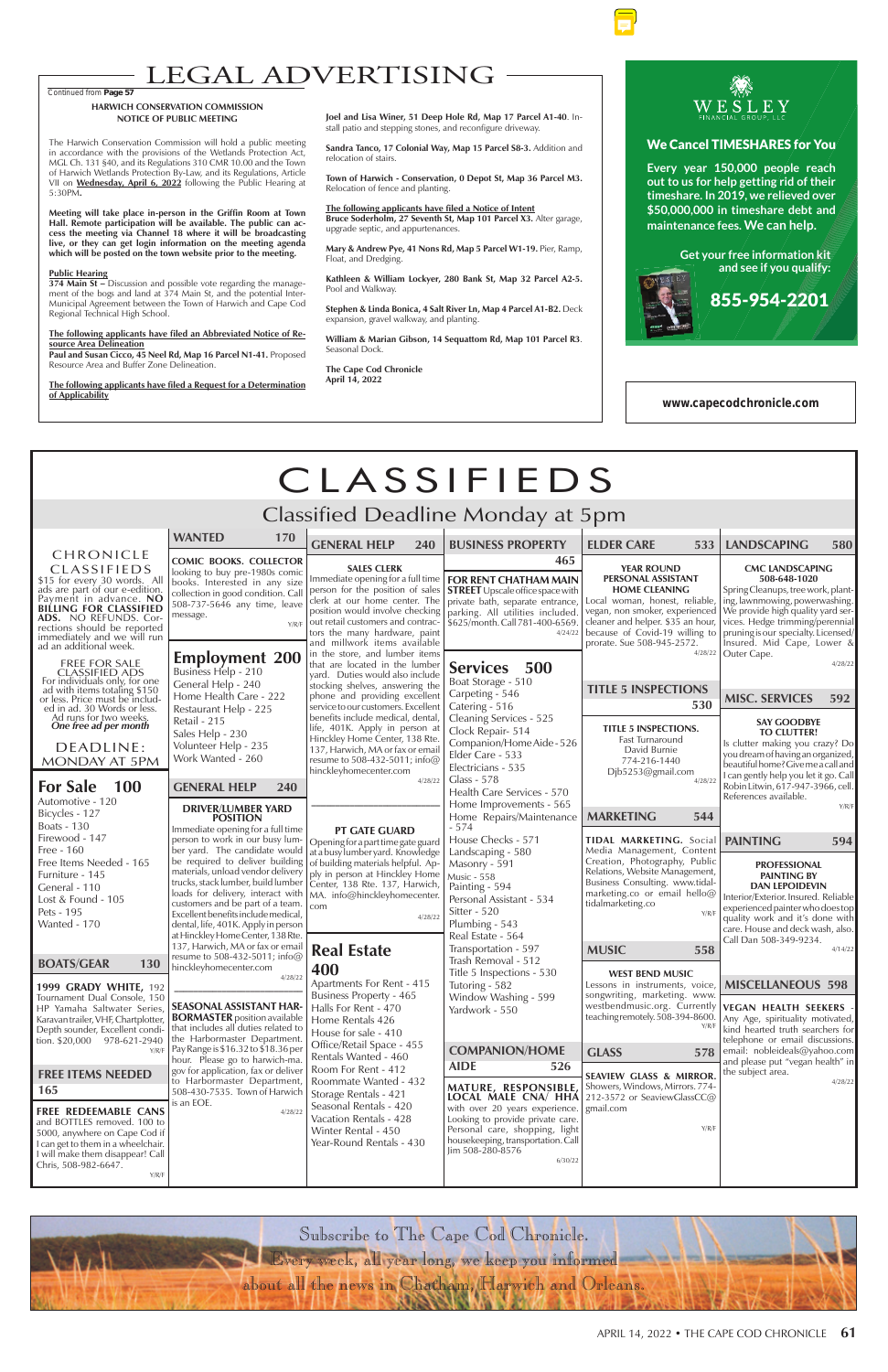# LEGAL ADVERTISING

Continued from **Page 57**

**HARWICH CONSERVATION COMMISSION**
**NOTICE OF PUBLIC MEETING**

The Harwich Conservation Commission will hold a public meeting in accordance with the provisions of the Wetlands Protection Act, MGL Ch. 131 §40, and its Regulations 310 CMR 10.00 and the Town of Harwich Wetlands Protection By-Law, and its Regulations, Article VII on **Wednesday, April 6, 2022** following the Public Hearing at 5:30PM**.**

**Meeting will take place in-person in the Griffin Room at Town Hall. Remote participation will be available. The public can access the meeting via Channel 18 where it will be broadcasting live, or they can get login information on the meeting agenda which will be posted on the town website prior to the meeting.**

**Public Hearing**
**374 Main St –** Discussion and possible vote regarding the management of the bogs and land at 374 Main St, and the potential Inter-Municipal Agreement between the Town of Harwich and Cape Cod Regional Technical High School.

**The following applicants have filed an Abbreviated Notice of Resource Area Delineation**
**Paul and Susan Cicco, 45 Neel Rd, Map 16 Parcel N1-41.** Proposed Resource Area and Buffer Zone Delineation.

**The following applicants have filed a Request for a Determination of Applicability**

**Joel and Lisa Winer, 51 Deep Hole Rd, Map 17 Parcel A1-40.** Install patio and stepping stones, and reconfigure driveway.

**Sandra Tanco, 17 Colonial Way, Map 15 Parcel S8-3.** Addition and relocation of stairs.

**Town of Harwich - Conservation, 0 Depot St, Map 36 Parcel M3.** Relocation of fence and planting.

**The following applicants have filed a Notice of Intent**
**Bruce Soderholm, 27 Seventh St, Map 101 Parcel X3.** Alter garage, upgrade septic, and appurtenances.

**Mary & Andrew Pye, 41 Nons Rd, Map 5 Parcel W1-19.** Pier, Ramp, Float, and Dredging.

**Kathleen & William Lockyer, 280 Bank St, Map 32 Parcel A2-5.** Pool and Walkway.

**Stephen & Linda Bonica, 4 Salt River Ln, Map 4 Parcel A1-B2.** Deck expansion, gravel walkway, and planting.

**William & Marian Gibson, 14 Sequattom Rd, Map 101 Parcel R3.** Seasonal Dock.

**The Cape Cod Chronicle**
**April 14, 2022**

WESLEY FINANCIAL GROUP, LLC

**We Cancel TIMESHARES for You**

**Every year 150,000 people reach out to us for help getting rid of their timeshare. In 2019, we relieved over $50,000,000 in timeshare debt and maintenance fees. We can help.**

**Get your free information kit and see if you qualify:**

**855-954-2201**

**www.capecodchronicle.com**

# CLASSIFIEDS

## Classified Deadline Monday at 5pm

CHRONICLE CLASSIFIEDS
$15 for every 30 words. All ads are part of our e-edition. Payment in advance. **NO BILLING FOR CLASSIFIED ADS.** NO REFUNDS. Corrections should be reported immediately and we will run an additional week.

FREE FOR SALE CLASSIFIED ADS
For individuals only, for one ad with items totaling $150 or less. Price must be included in ad. 30 Words or less. Ad runs for two weeks. ***One free ad per month***

DEADLINE: MONDAY AT 5PM

## For Sale 100
Automotive - 120
Bicycles - 127
Boats - 130
Firewood - 147
Free - 160
Free Items Needed - 165
Furniture - 145
General - 110
Lost & Found - 105
Pets - 195
Wanted - 170

### BOATS/GEAR 130

**1999 GRADY WHITE,** 192 Tournament Dual Console, 150 HP Yamaha Saltwater Series, Karavan trailer, VHF, Chartplotter, Depth sounder, Excellent condition. $20,000 978-621-2940
Y/R/F

### FREE ITEMS NEEDED 165

**FREE REDEEMABLE CANS** and BOTTLES removed. 100 to 5000, anywhere on Cape Cod if I can get to them in a wheelchair. I will make them disappear! Call Chris, 508-982-6647.
Y/R/F

### WANTED 170

**COMIC BOOKS. COLLECTOR** looking to buy pre-1980s comic books. Interested in any size collection in good condition. Call 508-737-5646 any time, leave message.
Y/R/F

## Employment 200
Business Help - 210
General Help - 240
Home Health Care - 222
Restaurant Help - 225
Retail - 215
Sales Help - 230
Volunteer Help - 235
Work Wanted - 260

### GENERAL HELP 240

**DRIVER/LUMBER YARD POSITION**
Immediate opening for a full time person to work in our busy lumber yard. The candidate would be required to deliver building materials, unload vendor delivery trucks, stack lumber, build lumber loads for delivery, interact with customers and be part of a team. Excellent benefits include medical, dental, life, 401K. Apply in person at Hinckley Home Center, 138 Rte. 137, Harwich, MA or fax or email resume to 508-432-5011; info@hinckleyhomecenter.com
4/28/22

**SEASONAL ASSISTANT HARBORMASTER** position available that includes all duties related to the Harbormaster Department. Pay Range is $16.32 to $18.36 per hour. Please go to harwich-ma.gov for application, fax or deliver to Harbormaster Department, 508-430-7535. Town of Harwich is an EOE.
4/28/22

### GENERAL HELP 240

**SALES CLERK**
Immediate opening for a full time person for the position of sales clerk at our home center. The position would involve checking out retail customers and contractors the many hardware, paint and millwork items available in the store, and lumber items that are located in the lumber yard. Duties would also include stocking shelves, answering the phone and providing excellent service to our customers. Excellent benefits include medical, dental, life, 401K. Apply in person at Hinckley Home Center, 138 Rte. 137, Harwich, MA or fax or email resume to 508-432-5011; info@hinckleyhomecenter.com
4/28/22

**PT GATE GUARD**
Opening for a part time gate guard at a busy lumber yard. Knowledge of building materials helpful. Apply in person at Hinckley Home Center, 138 Rte. 137, Harwich, MA. info@hinckleyhomecenter.com
4/28/22

## Real Estate 400
Apartments For Rent - 415
Business Property - 465
Halls For Rent - 470
Home Rentals 426
House for sale - 410
Office/Retail Space - 455
Rentals Wanted - 460
Room For Rent - 412
Roommate Wanted - 432
Storage Rentals - 421
Seasonal Rentals - 420
Vacation Rentals - 428
Winter Rental - 450
Year-Round Rentals - 430

### BUSINESS PROPERTY 465

**FOR RENT CHATHAM MAIN STREET** Upscale office space with private bath, separate entrance, parking. All utilities included. $625/month. Call 781-400-6569.
4/24/22

## Services 500
Boat Storage - 510
Carpeting - 546
Catering - 516
Cleaning Services - 525
Clock Repair- 514
Companion/Home Aide - 526
Elder Care - 533
Electricians - 535
Glass - 578
Health Care Services - 570
Home Improvements - 565
Home Repairs/Maintenance - 574
House Checks - 571
Landscaping - 580
Masonry - 591
Music - 558
Painting - 594
Personal Assistant - 534
Sitter - 520
Plumbing - 543
Real Estate - 564
Transportation - 597
Trash Removal - 512
Title 5 Inspections - 530
Tutoring - 582
Window Washing - 599
Yardwork - 550

### COMPANION/HOME AIDE 526

**MATURE, RESPONSIBLE, LOCAL MALE CNA/ HHA** with over 20 years experience. Looking to provide private care. Personal care, shopping, light housekeeping, transportation. Call Jim 508-280-8576
6/30/22

### ELDER CARE 533

**YEAR ROUND PERSONAL ASSISTANT HOME CLEANING**
Local woman, honest, reliable, vegan, non smoker, experienced cleaner and helper. $35 an hour, because of Covid-19 willing to prorate. Sue 508-945-2572.
4/28/22

### TITLE 5 INSPECTIONS 530

**TITLE 5 INSPECTIONS.**
Fast Turnaround
David Burnie
774-216-1440
Djb5253@gmail.com
4/28/22

### MARKETING 544

**TIDAL MARKETING.** Social Media Management, Content Creation, Photography, Public Relations, Website Management, Business Consulting. www.tidal-marketing.co or email hello@tidalmarketing.co
Y/R/F

### MUSIC 558

**WEST BEND MUSIC**
Lessons in instruments, voice, songwriting, marketing. www.westbendmusic.org. Currently teaching remotely. 508-394-8600.
Y/R/F

### GLASS 578

**SEAVIEW GLASS & MIRROR.** Showers, Windows, Mirrors. 774-212-3572 or SeaviewGlassCC@gmail.com
Y/R/F

### LANDSCAPING 580

**CMC LANDSCAPING**
**508-648-1020**
Spring Cleanups, tree work, planting, lawnmowing, powerwashing. We provide high quality yard services. Hedge trimming/perennial pruning is our specialty. Licensed/Insured. Mid Cape, Lower & Outer Cape.
4/28/22

### MISC. SERVICES 592

**SAY GOODBYE TO CLUTTER!**
Is clutter making you crazy? Do you dream of having an organized, beautiful home? Give me a call and I can gently help you let it go. Call Robin Litwin, 617-947-3966, cell. References available.
Y/R/F

### PAINTING 594

**PROFESSIONAL PAINTING BY DAN LEPOIDEVIN**
Interior/Exterior. Insured. Reliable experienced painter who does top quality work and it's done with care. House and deck wash, also. Call Dan 508-349-9234.
4/14/22

### MISCELLANEOUS 598

**VEGAN HEALTH SEEKERS** - Any Age, spirituality motivated, kind hearted truth searchers for telephone or email discussions. email: nobleideals@yahoo.com and please put "ver who does top" "vegan health" in the subject area.
4/28/22

Subscribe to The Cape Cod Chronicle.
Every week, all year long, we keep you informed
about all the news in Chatham, Harwich and Orleans.